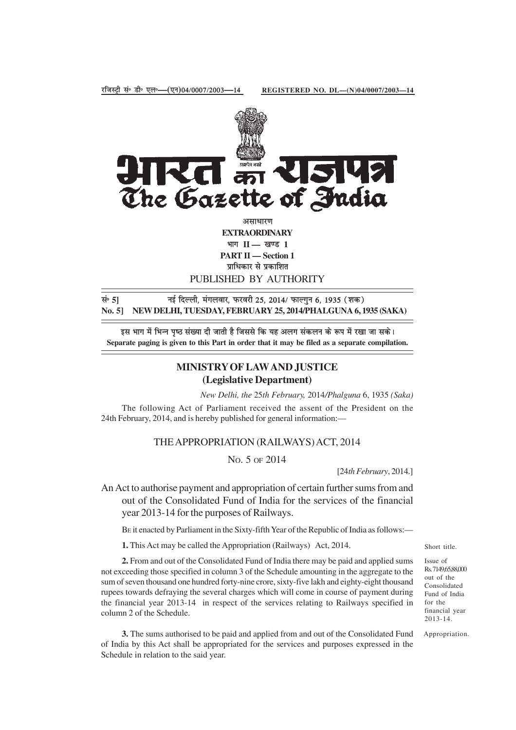रजिस्ट्री सं॰ डी॰ एल॰—(एन)04/0007/2003—14 REGISTERED NO. DL—(N)04/0007/2003—14

# भारत का राजपत्र
# The Gazette of India

असाधारण
**EXTRAORDINARY**
भाग II — खण्ड 1
**PART II — Section 1**
प्राधिकार से प्रकाशित
PUBLISHED BY AUTHORITY

सं॰ 5] नई दिल्ली, मंगलवार, फरवरी 25, 2014/ फाल्गुन 6, 1935 (शक)
**No. 5] NEW DELHI, TUESDAY, FEBRUARY 25, 2014/PHALGUNA 6, 1935 (SAKA)**

इस भाग में भिन्न पृष्ठ संख्या दी जाती है जिससे कि यह अलग संकलन के रूप में रखा जा सके।
**Separate paging is given to this Part in order that it may be filed as a separate compilation.**

## MINISTRY OF LAW AND JUSTICE
## (Legislative Department)

*New Delhi, the* 25*th February,* 2014*/Phalguna* 6, 1935 *(Saka)*

The following Act of Parliament received the assent of the President on the 24th February, 2014, and is hereby published for general information:—

### THE APPROPRIATION (RAILWAYS) ACT, 2014

No. 5 of 2014

[24*th February*, 2014.]

An Act to authorise payment and appropriation of certain further sums from and out of the Consolidated Fund of India for the services of the financial year 2013-14 for the purposes of Railways.

Be it enacted by Parliament in the Sixty-fifth Year of the Republic of India as follows:—

Short title.

**1.** This Act may be called the Appropriation (Railways) Act, 2014.

Issue of Rs. 7149,65,88,000 out of the Consolidated Fund of India for the financial year 2013-14.

**2.** From and out of the Consolidated Fund of India there may be paid and applied sums not exceeding those specified in column 3 of the Schedule amounting in the aggregate to the sum of seven thousand one hundred forty-nine crore, sixty-five lakh and eighty-eight thousand rupees towards defraying the several charges which will come in course of payment during the financial year 2013-14 in respect of the services relating to Railways specified in column 2 of the Schedule.

Appropriation.

**3.** The sums authorised to be paid and applied from and out of the Consolidated Fund of India by this Act shall be appropriated for the services and purposes expressed in the Schedule in relation to the said year.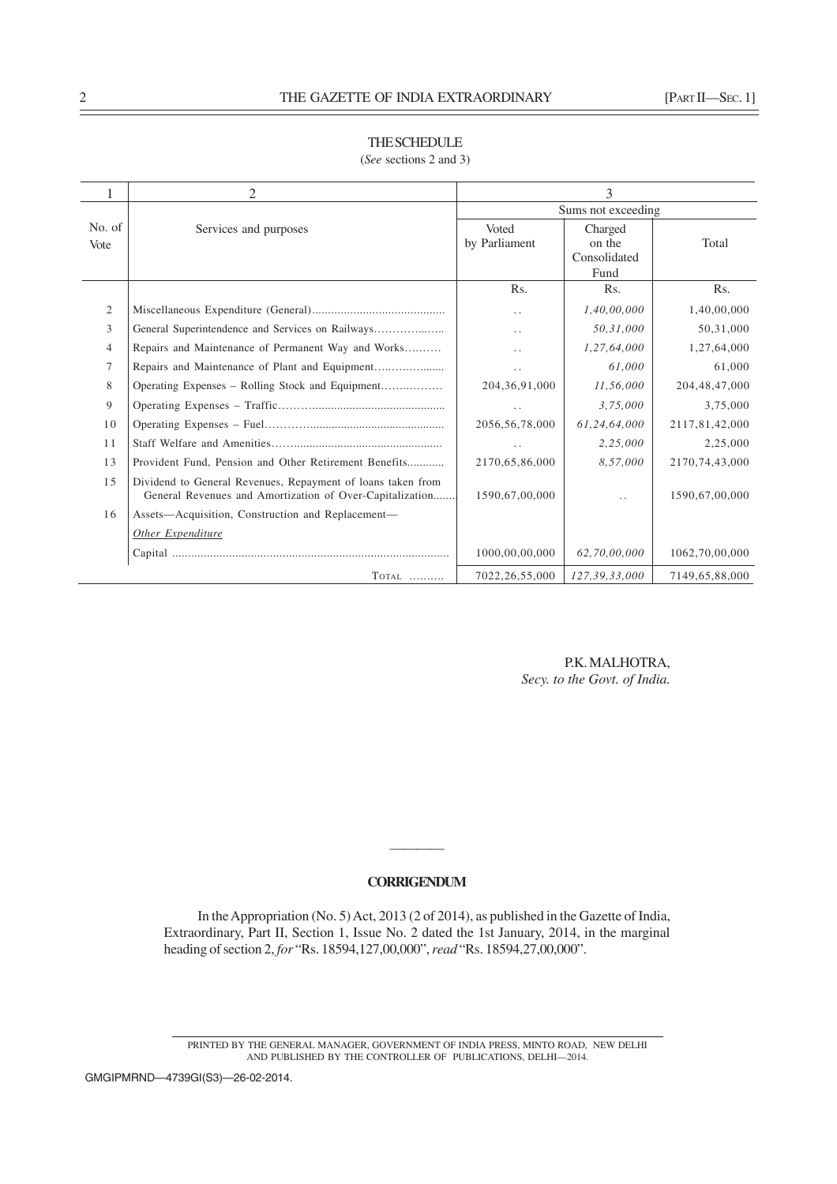## THE SCHEDULE

(*See* sections 2 and 3)

| 1 | 2 | 3 | | |
|---|---|---|---|---|
| | | Sums not exceeding | | |
| No. of Vote | Services and purposes | Voted by Parliament | Charged on the Consolidated Fund | Total |
| | | Rs. | Rs. | Rs. |
| 2 | Miscellaneous Expenditure (General).......................................... | .. | *1,40,00,000* | 1,40,00,000 |
| 3 | General Superintendence and Services on Railways................. | .. | *50,31,000* | 50,31,000 |
| 4 | Repairs and Maintenance of Permanent Way and Works.......... | .. | *1,27,64,000* | 1,27,64,000 |
| 7 | Repairs and Maintenance of Plant and Equipment.................... | .. | *61,000* | 61,000 |
| 8 | Operating Expenses – Rolling Stock and Equipment................ | 204,36,91,000 | *11,56,000* | 204,48,47,000 |
| 9 | Operating Expenses – Traffic..................................................... | .. | *3,75,000* | 3,75,000 |
| 10 | Operating Expenses – Fuel........................................................ | 2056,56,78,000 | *61,24,64,000* | 2117,81,42,000 |
| 11 | Staff Welfare and Amenities....................................................... | .. | *2,25,000* | 2,25,000 |
| 13 | Provident Fund, Pension and Other Retirement Benefits............ | 2170,65,86,000 | *8,57,000* | 2170,74,43,000 |
| 15 | Dividend to General Revenues, Repayment of loans taken from General Revenues and Amortization of Over-Capitalization....... | 1590,67,00,000 | .. | 1590,67,00,000 |
| 16 | Assets—Acquisition, Construction and Replacement— | | | |
| | *Other Expenditure* | | | |
| | Capital ........................................................................................ | 1000,00,00,000 | *62,70,00,000* | 1062,70,00,000 |
| | TOTAL .......... | 7022,26,55,000 | *127,39,33,000* | 7149,65,88,000 |

P.K. MALHOTRA,
*Secy. to the Govt. of India.*

---

**CORRIGENDUM**

In the Appropriation (No. 5) Act, 2013 (2 of 2014), as published in the Gazette of India, Extraordinary, Part II, Section 1, Issue No. 2 dated the 1st January, 2014, in the marginal heading of section 2, *for* "Rs. 18594,127,00,000", *read* "Rs. 18594,27,00,000".

PRINTED BY THE GENERAL MANAGER, GOVERNMENT OF INDIA PRESS, MINTO ROAD, NEW DELHI AND PUBLISHED BY THE CONTROLLER OF PUBLICATIONS, DELHI—2014.

GMGIPMRND—4739GI(S3)—26-02-2014.